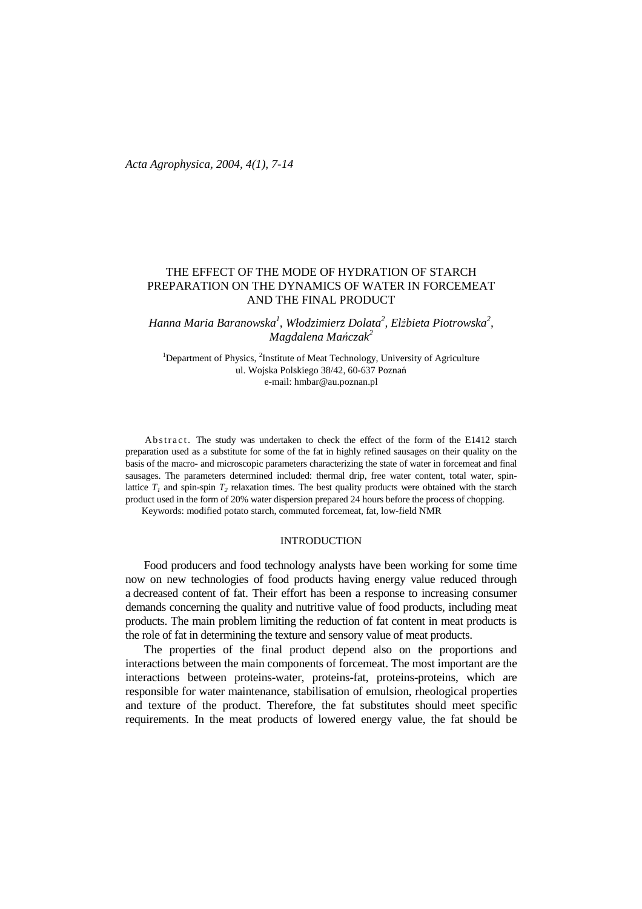# THE EFFECT OF THE MODE OF HYDRATION OF STARCH PREPARATION ON THE DYNAMICS OF WATER IN FORCEMEAT AND THE FINAL PRODUCT

*Hanna Maria Baranowska*[1], *Włodzimierz Dolata*[2], *Elżbieta Piotrowska*[2], *Magdalena Mańczak*[2]

[1]Department of Physics, [2]Institute of Meat Technology, University of Agriculture
ul. Wojska Polskiego 38/42, 60-637 Poznań
e-mail: hmbar@au.poznan.pl

A b s t r a c t. The study was undertaken to check the effect of the form of the E1412 starch preparation used as a substitute for some of the fat in highly refined sausages on their quality on the basis of the macro- and microscopic parameters characterizing the state of water in forcemeat and final sausages. The parameters determined included: thermal drip, free water content, total water, spin-lattice $T_1$ and spin-spin $T_2$ relaxation times. The best quality products were obtained with the starch product used in the form of 20% water dispersion prepared 24 hours before the process of chopping.

Keywords: modified potato starch, commuted forcemeat, fat, low-field NMR

## INTRODUCTION

Food producers and food technology analysts have been working for some time now on new technologies of food products having energy value reduced through a decreased content of fat. Their effort has been a response to increasing consumer demands concerning the quality and nutritive value of food products, including meat products. The main problem limiting the reduction of fat content in meat products is the role of fat in determining the texture and sensory value of meat products.

The properties of the final product depend also on the proportions and interactions between the main components of forcemeat. The most important are the interactions between proteins-water, proteins-fat, proteins-proteins, which are responsible for water maintenance, stabilisation of emulsion, rheological properties and texture of the product. Therefore, the fat substitutes should meet specific requirements. In the meat products of lowered energy value, the fat should be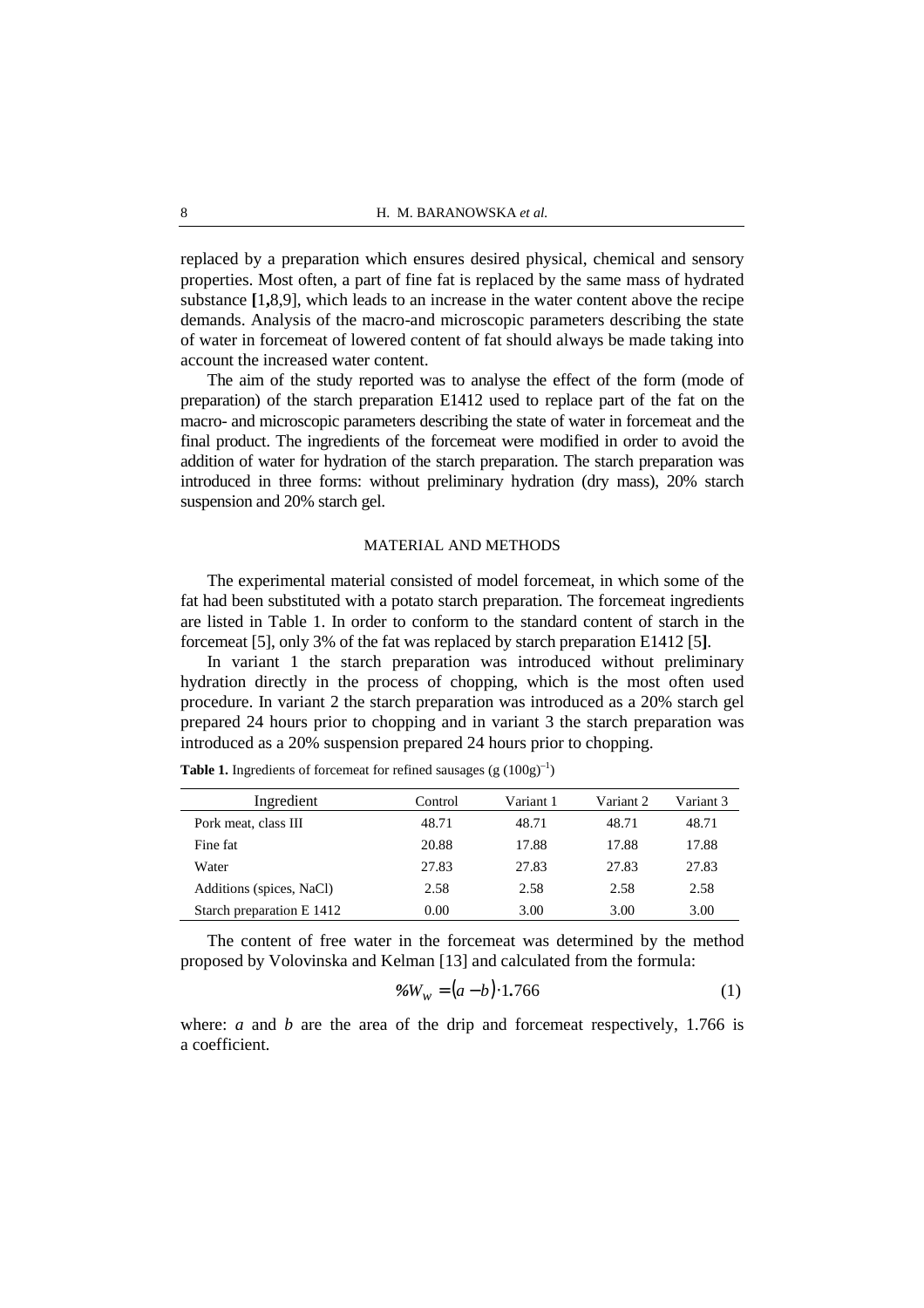replaced by a preparation which ensures desired physical, chemical and sensory properties. Most often, a part of fine fat is replaced by the same mass of hydrated substance [1,8,9], which leads to an increase in the water content above the recipe demands. Analysis of the macro-and microscopic parameters describing the state of water in forcemeat of lowered content of fat should always be made taking into account the increased water content.

The aim of the study reported was to analyse the effect of the form (mode of preparation) of the starch preparation E1412 used to replace part of the fat on the macro- and microscopic parameters describing the state of water in forcemeat and the final product. The ingredients of the forcemeat were modified in order to avoid the addition of water for hydration of the starch preparation. The starch preparation was introduced in three forms: without preliminary hydration (dry mass), 20% starch suspension and 20% starch gel.

## MATERIAL AND METHODS

The experimental material consisted of model forcemeat, in which some of the fat had been substituted with a potato starch preparation. The forcemeat ingredients are listed in Table 1. In order to conform to the standard content of starch in the forcemeat [5], only 3% of the fat was replaced by starch preparation E1412 [5].

In variant 1 the starch preparation was introduced without preliminary hydration directly in the process of chopping, which is the most often used procedure. In variant 2 the starch preparation was introduced as a 20% starch gel prepared 24 hours prior to chopping and in variant 3 the starch preparation was introduced as a 20% suspension prepared 24 hours prior to chopping.

**Table 1.** Ingredients of forcemeat for refined sausages (g $(100g)^{-1}$)

| Ingredient | Control | Variant 1 | Variant 2 | Variant 3 |
|---|---|---|---|---|
| Pork meat, class III | 48.71 | 48.71 | 48.71 | 48.71 |
| Fine fat | 20.88 | 17.88 | 17.88 | 17.88 |
| Water | 27.83 | 27.83 | 27.83 | 27.83 |
| Additions (spices, NaCl) | 2.58 | 2.58 | 2.58 | 2.58 |
| Starch preparation E 1412 | 0.00 | 3.00 | 3.00 | 3.00 |

The content of free water in the forcemeat was determined by the method proposed by Volovinska and Kelman [13] and calculated from the formula:

$$\%W_w = (a - b) \cdot 1.766 \tag{1}$$

where: $a$ and $b$ are the area of the drip and forcemeat respectively, 1.766 is a coefficient.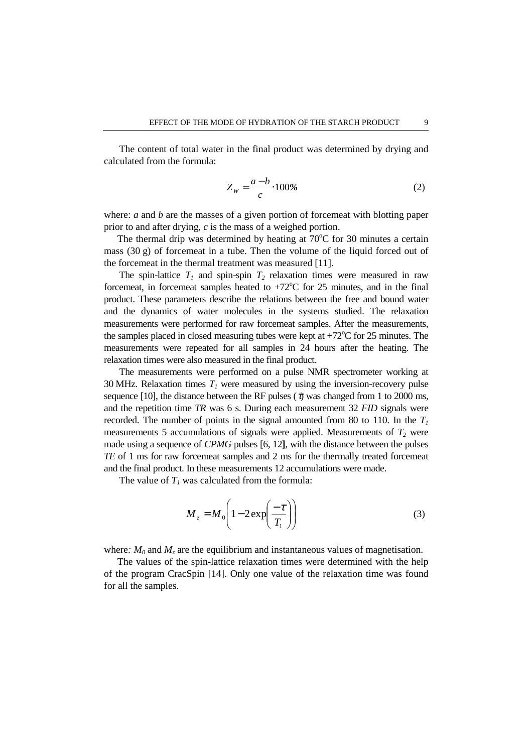The content of total water in the final product was determined by drying and calculated from the formula:

$$Z_w = \frac{a-b}{c} \cdot 100\% \tag{2}$$

where: *a* and *b* are the masses of a given portion of forcemeat with blotting paper prior to and after drying, *c* is the mass of a weighed portion.

The thermal drip was determined by heating at 70°C for 30 minutes a certain mass (30 g) of forcemeat in a tube. Then the volume of the liquid forced out of the forcemeat in the thermal treatment was measured [11].

The spin-lattice $T_1$ and spin-spin $T_2$ relaxation times were measured in raw forcemeat, in forcemeat samples heated to +72°C for 25 minutes, and in the final product. These parameters describe the relations between the free and bound water and the dynamics of water molecules in the systems studied. The relaxation measurements were performed for raw forcemeat samples. After the measurements, the samples placed in closed measuring tubes were kept at +72°C for 25 minutes. The measurements were repeated for all samples in 24 hours after the heating. The relaxation times were also measured in the final product.

The measurements were performed on a pulse NMR spectrometer working at 30 MHz. Relaxation times $T_1$ were measured by using the inversion-recovery pulse sequence [10], the distance between the RF pulses ($\tau$) was changed from 1 to 2000 ms, and the repetition time *TR* was 6 s. During each measurement 32 *FID* signals were recorded. The number of points in the signal amounted from 80 to 110. In the $T_1$ measurements 5 accumulations of signals were applied. Measurements of $T_2$ were made using a sequence of *CPMG* pulses [6, 12], with the distance between the pulses *TE* of 1 ms for raw forcemeat samples and 2 ms for the thermally treated forcemeat and the final product. In these measurements 12 accumulations were made.

The value of $T_1$ was calculated from the formula:

$$M_z = M_0 \left(1 - 2\exp\left(\frac{-\tau}{T_1}\right)\right) \tag{3}$$

where: $M_0$ and $M_z$ are the equilibrium and instantaneous values of magnetisation.

The values of the spin-lattice relaxation times were determined with the help of the program CracSpin [14]. Only one value of the relaxation time was found for all the samples.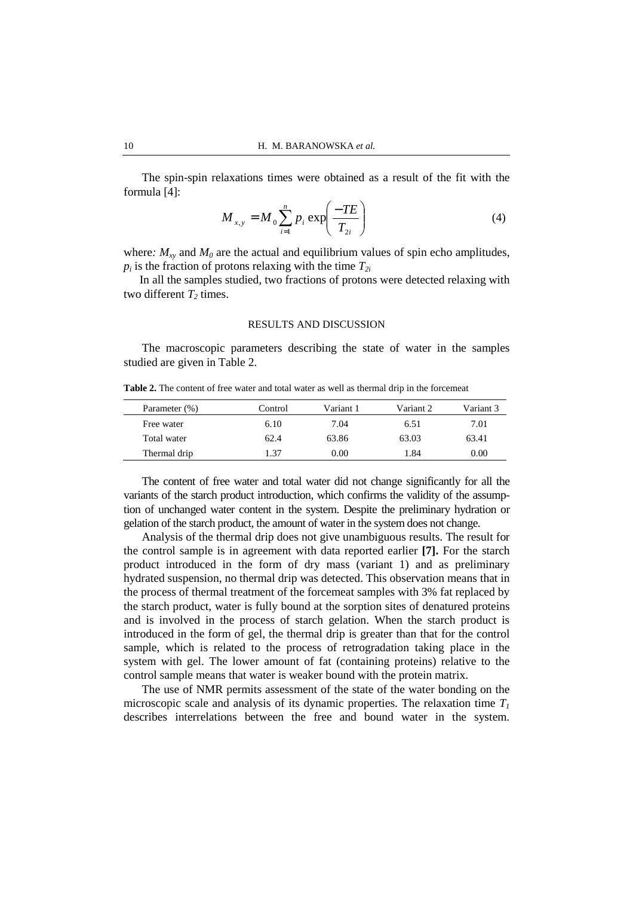The spin-spin relaxations times were obtained as a result of the fit with the formula [4]:

$$M_{x,y} = M_0 \sum_{i=1}^{n} p_i \exp\left(\frac{-TE}{T_{2i}}\right) \tag{4}$$

where: $M_{xy}$ and $M_0$ are the actual and equilibrium values of spin echo amplitudes, $p_i$ is the fraction of protons relaxing with the time $T_{2i}$

In all the samples studied, two fractions of protons were detected relaxing with two different $T_2$ times.

## RESULTS AND DISCUSSION

The macroscopic parameters describing the state of water in the samples studied are given in Table 2.

**Table 2.** The content of free water and total water as well as thermal drip in the forcemeat

| Parameter (%) | Control | Variant 1 | Variant 2 | Variant 3 |
|---|---|---|---|---|
| Free water | 6.10 | 7.04 | 6.51 | 7.01 |
| Total water | 62.4 | 63.86 | 63.03 | 63.41 |
| Thermal drip | 1.37 | 0.00 | 1.84 | 0.00 |

The content of free water and total water did not change significantly for all the variants of the starch product introduction, which confirms the validity of the assumption of unchanged water content in the system. Despite the preliminary hydration or gelation of the starch product, the amount of water in the system does not change.

Analysis of the thermal drip does not give unambiguous results. The result for the control sample is in agreement with data reported earlier **[7].** For the starch product introduced in the form of dry mass (variant 1) and as preliminary hydrated suspension, no thermal drip was detected. This observation means that in the process of thermal treatment of the forcemeat samples with 3% fat replaced by the starch product, water is fully bound at the sorption sites of denatured proteins and is involved in the process of starch gelation. When the starch product is introduced in the form of gel, the thermal drip is greater than that for the control sample, which is related to the process of retrogradation taking place in the system with gel. The lower amount of fat (containing proteins) relative to the control sample means that water is weaker bound with the protein matrix.

The use of NMR permits assessment of the state of the water bonding on the microscopic scale and analysis of its dynamic properties. The relaxation time $T_1$ describes interrelations between the free and bound water in the system.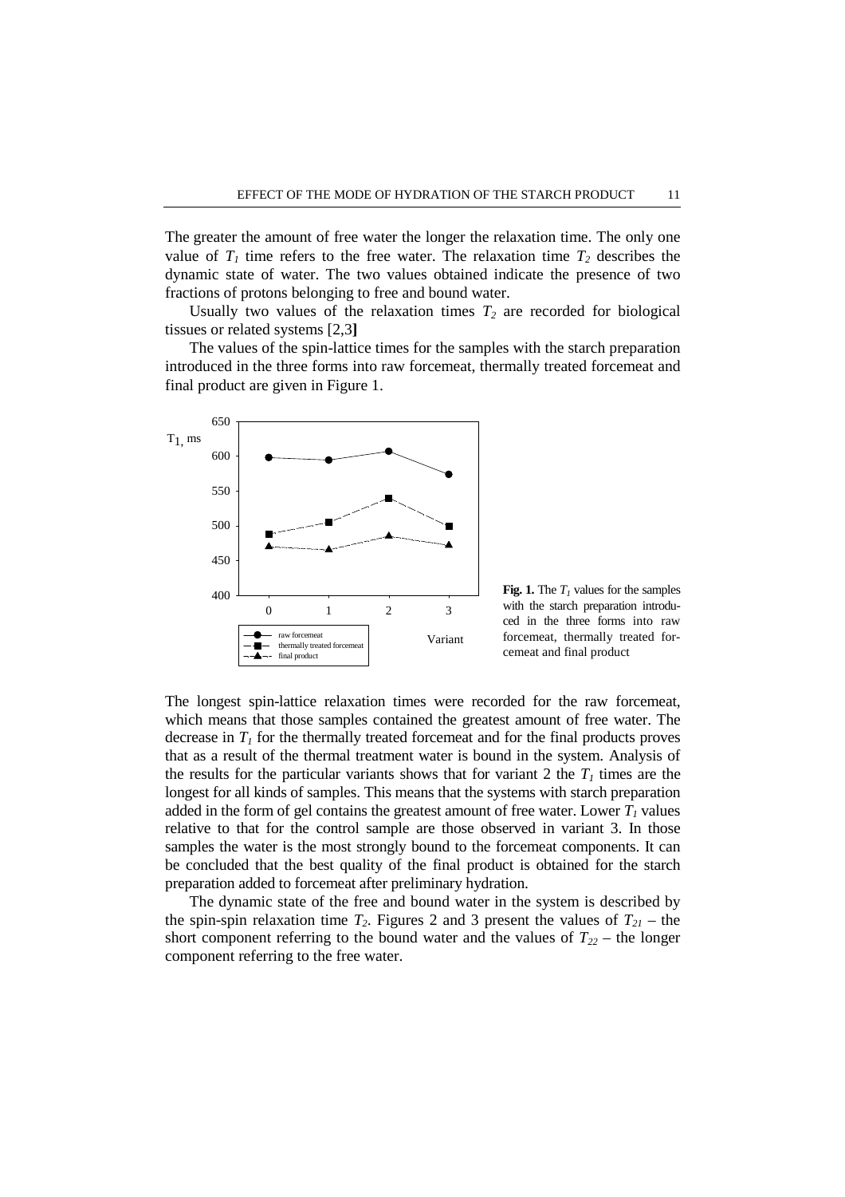The greater the amount of free water the longer the relaxation time. The only one value of $T_1$ time refers to the free water. The relaxation time $T_2$ describes the dynamic state of water. The two values obtained indicate the presence of two fractions of protons belonging to free and bound water.

Usually two values of the relaxation times $T_2$ are recorded for biological tissues or related systems [2,3]

The values of the spin-lattice times for the samples with the starch preparation introduced in the three forms into raw forcemeat, thermally treated forcemeat and final product are given in Figure 1.

**Fig. 1.** The $T_1$ values for the samples with the starch preparation introduced in the three forms into raw forcemeat, thermally treated forcemeat and final product

The longest spin-lattice relaxation times were recorded for the raw forcemeat, which means that those samples contained the greatest amount of free water. The decrease in $T_1$ for the thermally treated forcemeat and for the final products proves that as a result of the thermal treatment water is bound in the system. Analysis of the results for the particular variants shows that for variant 2 the $T_1$ times are the longest for all kinds of samples. This means that the systems with starch preparation added in the form of gel contains the greatest amount of free water. Lower $T_1$ values relative to that for the control sample are those observed in variant 3. In those samples the water is the most strongly bound to the forcemeat components. It can be concluded that the best quality of the final product is obtained for the starch preparation added to forcemeat after preliminary hydration.

The dynamic state of the free and bound water in the system is described by the spin-spin relaxation time $T_2$. Figures 2 and 3 present the values of $T_{21}$ – the short component referring to the bound water and the values of $T_{22}$ – the longer component referring to the free water.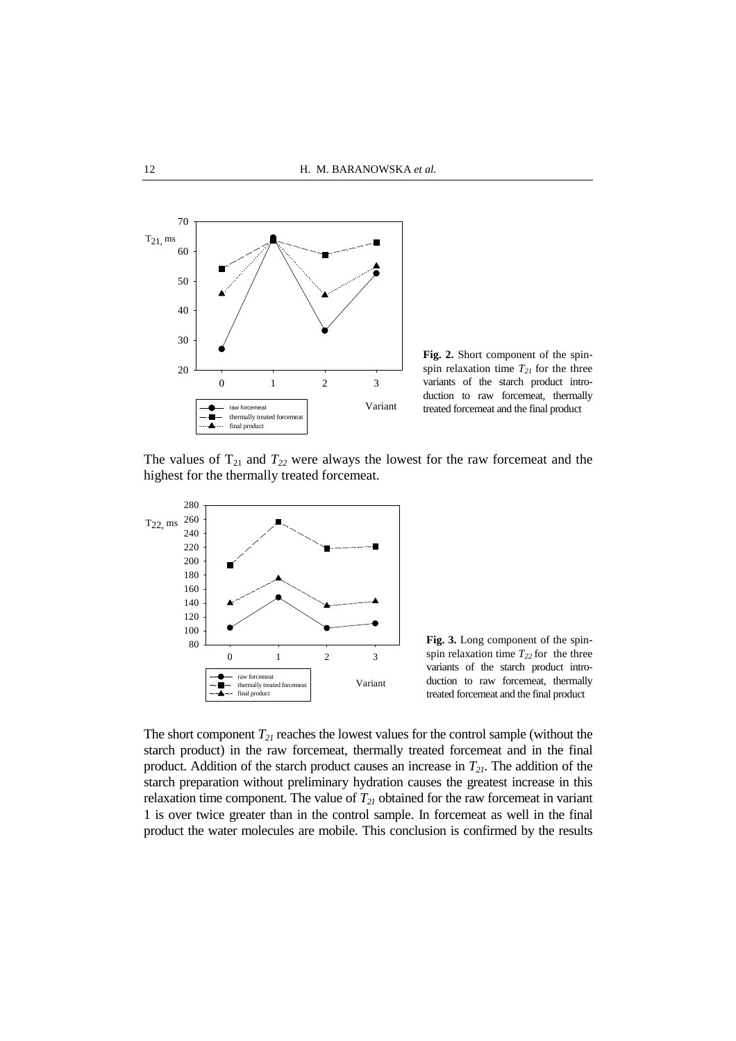**Fig. 2.** Short component of the spin-spin relaxation time $T_{21}$ for the three variants of the starch product introduction to raw forcemeat, thermally treated forcemeat and the final product

The values of $T_{21}$ and $T_{22}$ were always the lowest for the raw forcemeat and the highest for the thermally treated forcemeat.

**Fig. 3.** Long component of the spin-spin relaxation time $T_{22}$ for the three variants of the starch product introduction to raw forcemeat, thermally treated forcemeat and the final product

The short component $T_{21}$ reaches the lowest values for the control sample (without the starch product) in the raw forcemeat, thermally treated forcemeat and in the final product. Addition of the starch product causes an increase in $T_{21}$. The addition of the starch preparation without preliminary hydration causes the greatest increase in this relaxation time component. The value of $T_{21}$ obtained for the raw forcemeat in variant 1 is over twice greater than in the control sample. In forcemeat as well in the final product the water molecules are mobile. This conclusion is confirmed by the results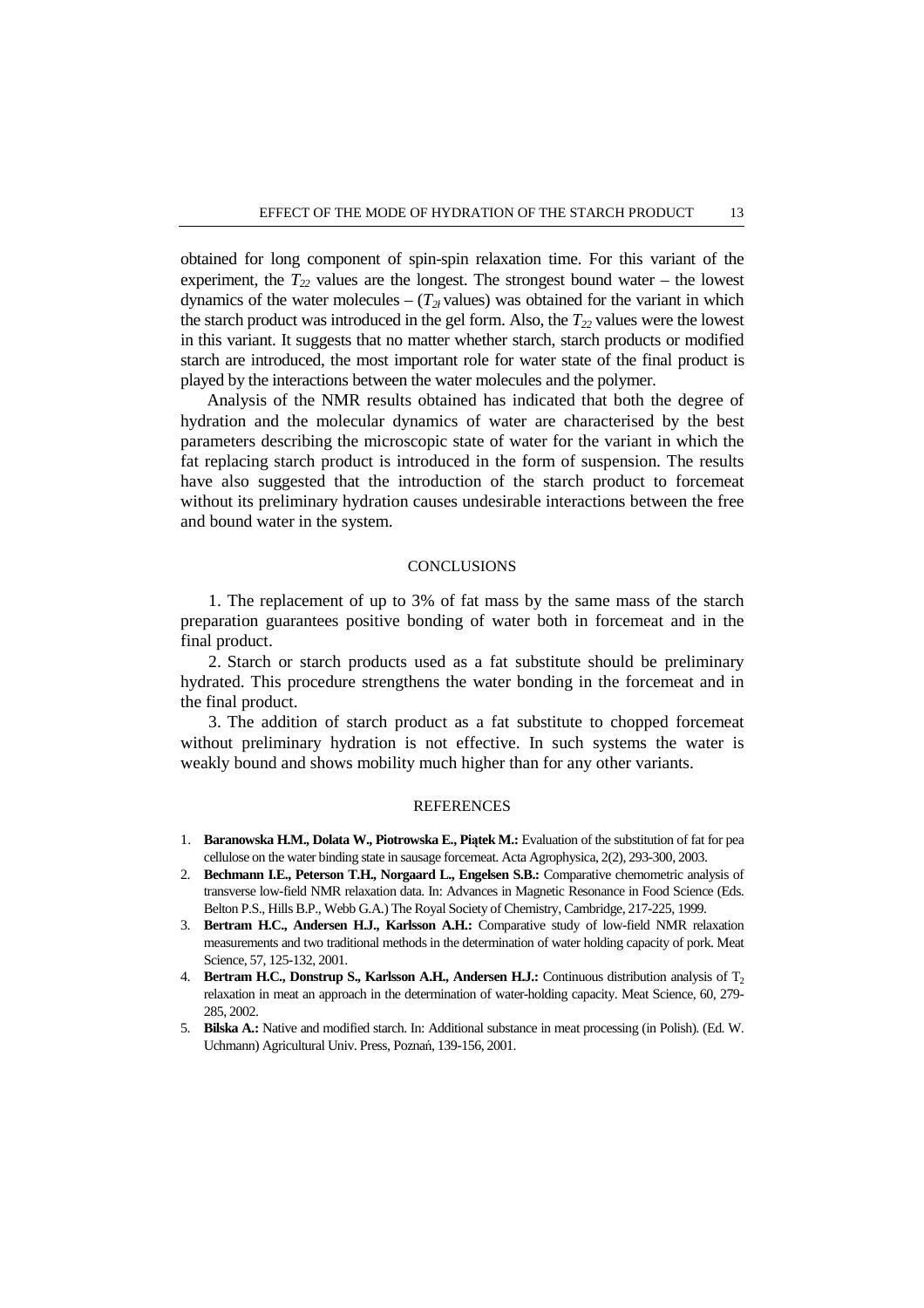obtained for long component of spin-spin relaxation time. For this variant of the experiment, the $T_{22}$ values are the longest. The strongest bound water – the lowest dynamics of the water molecules – ($T_{21}$ values) was obtained for the variant in which the starch product was introduced in the gel form. Also, the $T_{22}$ values were the lowest in this variant. It suggests that no matter whether starch, starch products or modified starch are introduced, the most important role for water state of the final product is played by the interactions between the water molecules and the polymer.

Analysis of the NMR results obtained has indicated that both the degree of hydration and the molecular dynamics of water are characterised by the best parameters describing the microscopic state of water for the variant in which the fat replacing starch product is introduced in the form of suspension. The results have also suggested that the introduction of the starch product to forcemeat without its preliminary hydration causes undesirable interactions between the free and bound water in the system.

## CONCLUSIONS

1. The replacement of up to 3% of fat mass by the same mass of the starch preparation guarantees positive bonding of water both in forcemeat and in the final product.

2. Starch or starch products used as a fat substitute should be preliminary hydrated. This procedure strengthens the water bonding in the forcemeat and in the final product.

3. The addition of starch product as a fat substitute to chopped forcemeat without preliminary hydration is not effective. In such systems the water is weakly bound and shows mobility much higher than for any other variants.

## REFERENCES

1. **Baranowska H.M., Dolata W., Piotrowska E., Piątek M.:** Evaluation of the substitution of fat for pea cellulose on the water binding state in sausage forcemeat. Acta Agrophysica, 2(2), 293-300, 2003.
2. **Bechmann I.E., Peterson T.H., Norgaard L., Engelsen S.B.:** Comparative chemometric analysis of transverse low-field NMR relaxation data. In: Advances in Magnetic Resonance in Food Science (Eds. Belton P.S., Hills B.P., Webb G.A.) The Royal Society of Chemistry, Cambridge, 217-225, 1999.
3. **Bertram H.C., Andersen H.J., Karlsson A.H.:** Comparative study of low-field NMR relaxation measurements and two traditional methods in the determination of water holding capacity of pork. Meat Science, 57, 125-132, 2001.
4. **Bertram H.C., Donstrup S., Karlsson A.H., Andersen H.J.:** Continuous distribution analysis of $T_2$ relaxation in meat an approach in the determination of water-holding capacity. Meat Science, 60, 279-285, 2002.
5. **Bilska A.:** Native and modified starch. In: Additional substance in meat processing (in Polish). (Ed. W. Uchmann) Agricultural Univ. Press, Poznań, 139-156, 2001.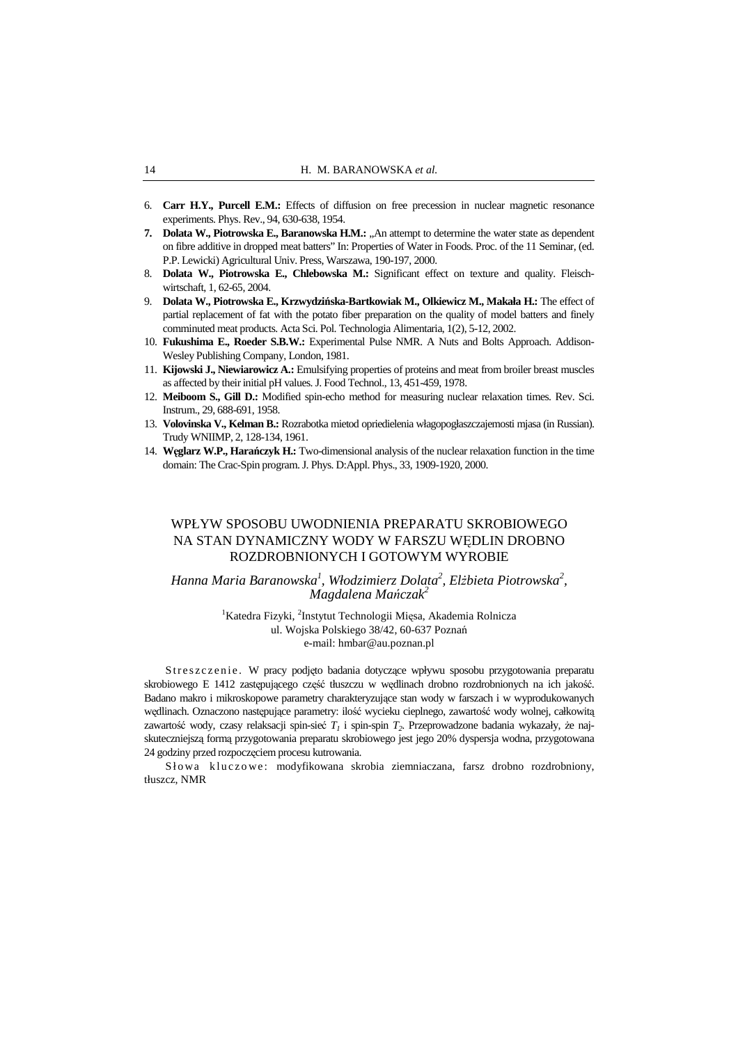6. **Carr H.Y., Purcell E.M.:** Effects of diffusion on free precession in nuclear magnetic resonance experiments. Phys. Rev., 94, 630-638, 1954.
7. **Dolata W., Piotrowska E., Baranowska H.M.:** „An attempt to determine the water state as dependent on fibre additive in dropped meat batters" In: Properties of Water in Foods. Proc. of the 11 Seminar, (ed. P.P. Lewicki) Agricultural Univ. Press, Warszawa, 190-197, 2000.
8. **Dolata W., Piotrowska E., Chlebowska M.:** Significant effect on texture and quality. Fleischwirtschaft, 1, 62-65, 2004.
9. **Dolata W., Piotrowska E., Krzywdzińska-Bartkowiak M., Olkiewicz M., Makała H.:** The effect of partial replacement of fat with the potato fiber preparation on the quality of model batters and finely comminuted meat products. Acta Sci. Pol. Technologia Alimentaria, 1(2), 5-12, 2002.
10. **Fukushima E., Roeder S.B.W.:** Experimental Pulse NMR. A Nuts and Bolts Approach. Addison-Wesley Publishing Company, London, 1981.
11. **Kijowski J., Niewiarowicz A.:** Emulsifying properties of proteins and meat from broiler breast muscles as affected by their initial pH values. J. Food Technol., 13, 451-459, 1978.
12. **Meiboom S., Gill D.:** Modified spin-echo method for measuring nuclear relaxation times. Rev. Sci. Instrum., 29, 688-691, 1958.
13. **Volovinska V., Kelman B.:** Rozrabotka mietod opriedielenia włagopogłaszczajemosti mjasa (in Russian). Trudy WNIIMP, 2, 128-134, 1961.
14. **Węglarz W.P., Harańczyk H.:** Two-dimensional analysis of the nuclear relaxation function in the time domain: The Crac-Spin program. J. Phys. D:Appl. Phys., 33, 1909-1920, 2000.

## WPŁYW SPOSOBU UWODNIENIA PREPARATU SKROBIOWEGO NA STAN DYNAMICZNY WODY W FARSZU WĘDLIN DROBNO ROZDROBNIONYCH I GOTOWYM WYROBIE

*Hanna Maria Baranowska[1], Włodzimierz Dolata[2], Elżbieta Piotrowska[2], Magdalena Mańczak[2]*

[1]Katedra Fizyki, [2]Instytut Technologii Mięsa, Akademia Rolnicza
ul. Wojska Polskiego 38/42, 60-637 Poznań
e-mail: hmbar@au.poznan.pl

Streszczenie. W pracy podjęto badania dotyczące wpływu sposobu przygotowania preparatu skrobiowego E 1412 zastępującego część tłuszczu w wędlinach drobno rozdrobnionych na ich jakość. Badano makro i mikroskopowe parametry charakteryzujące stan wody w farszach i w wyprodukowanych wędlinach. Oznaczono następujące parametry: ilość wycieku cieplnego, zawartość wody wolnej, całkowitą zawartość wody, czasy relaksacji spin-sieć $T_1$ i spin-spin $T_2$. Przeprowadzone badania wykazały, że najskuteczniejszą formą przygotowania preparatu skrobiowego jest jego 20% dyspersja wodna, przygotowana 24 godziny przed rozpoczęciem procesu kutrowania.

Słowa kluczowe: modyfikowana skrobia ziemniaczana, farsz drobno rozdrobniony, tłuszcz, NMR